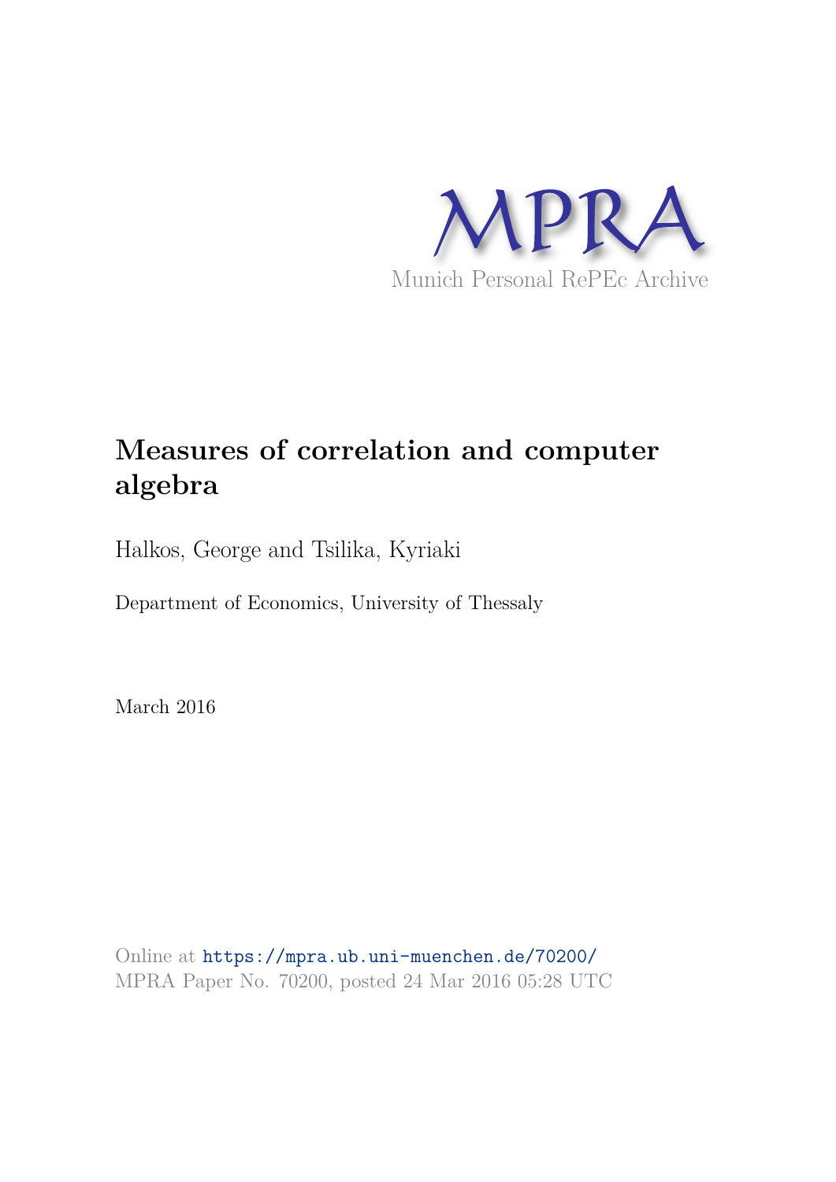MPRA

Munich Personal RePEc Archive

# Measures of correlation and computer algebra

Halkos, George and Tsilika, Kyriaki

Department of Economics, University of Thessaly

March 2016

Online at https://mpra.ub.uni-muenchen.de/70200/
MPRA Paper No. 70200, posted 24 Mar 2016 05:28 UTC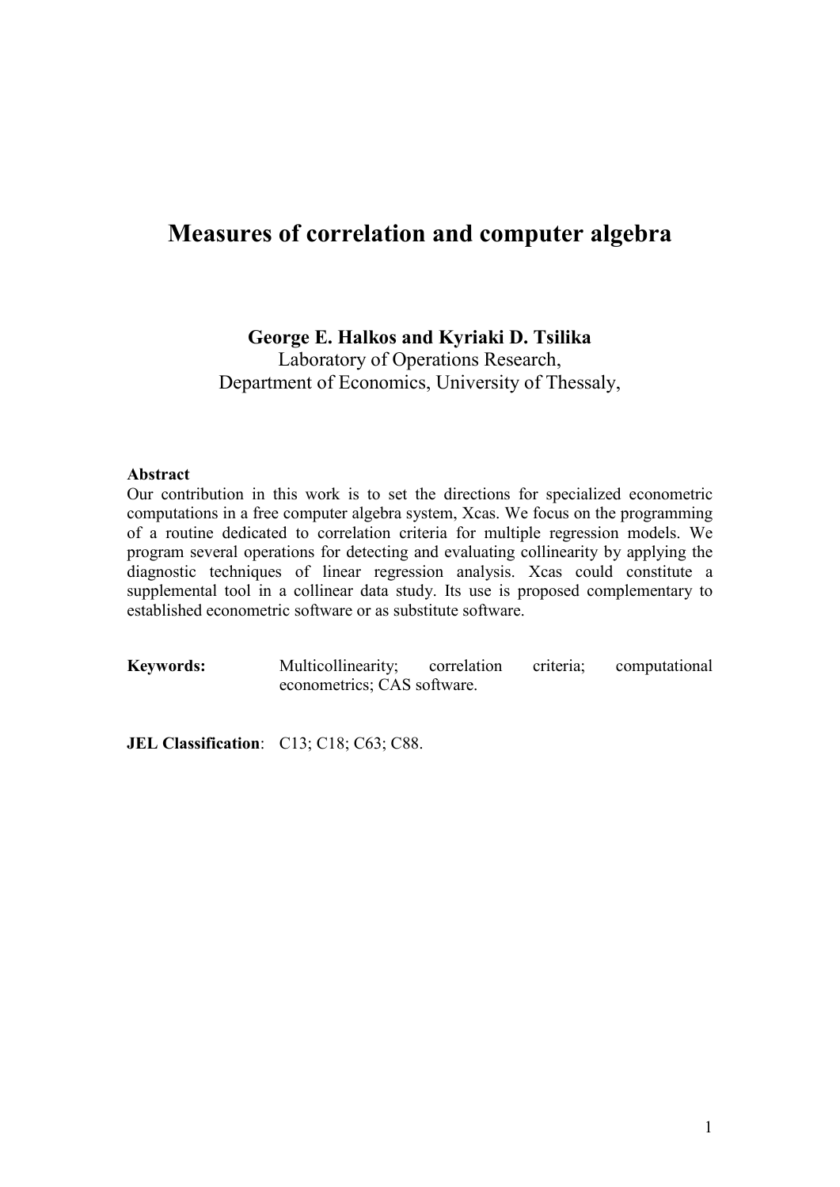# Measures of correlation and computer algebra

**George E. Halkos and Kyriaki D. Tsilika**
Laboratory of Operations Research,
Department of Economics, University of Thessaly,

**Abstract**

Our contribution in this work is to set the directions for specialized econometric computations in a free computer algebra system, Xcas. We focus on the programming of a routine dedicated to correlation criteria for multiple regression models. We program several operations for detecting and evaluating collinearity by applying the diagnostic techniques of linear regression analysis. Xcas could constitute a supplemental tool in a collinear data study. Its use is proposed complementary to established econometric software or as substitute software.

**Keywords:** Multicollinearity; correlation criteria; computational econometrics; CAS software.

**JEL Classification**: C13; C18; C63; C88.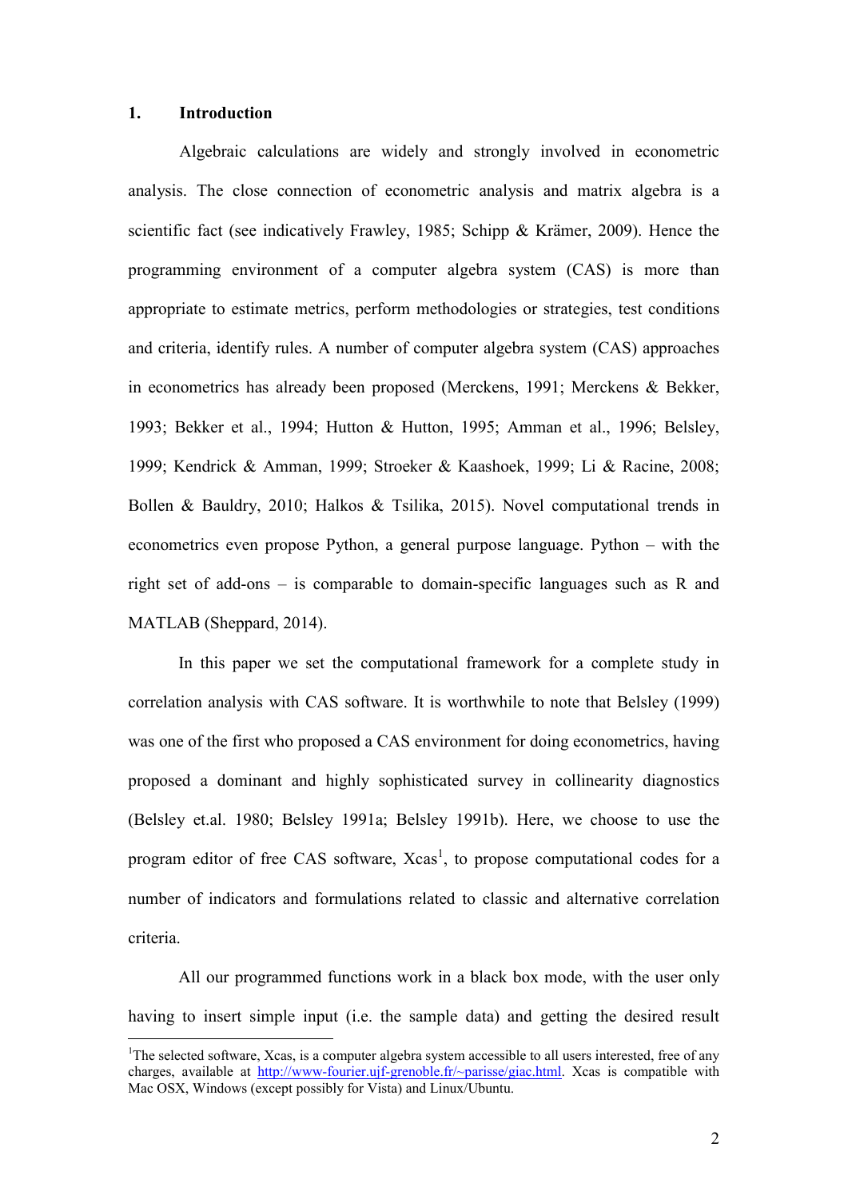## 1. Introduction

Algebraic calculations are widely and strongly involved in econometric analysis. The close connection of econometric analysis and matrix algebra is a scientific fact (see indicatively Frawley, 1985; Schipp & Krämer, 2009). Hence the programming environment of a computer algebra system (CAS) is more than appropriate to estimate metrics, perform methodologies or strategies, test conditions and criteria, identify rules. A number of computer algebra system (CAS) approaches in econometrics has already been proposed (Merckens, 1991; Merckens & Bekker, 1993; Bekker et al., 1994; Hutton & Hutton, 1995; Amman et al., 1996; Belsley, 1999; Kendrick & Amman, 1999; Stroeker & Kaashoek, 1999; Li & Racine, 2008; Bollen & Bauldry, 2010; Halkos & Tsilika, 2015). Novel computational trends in econometrics even propose Python, a general purpose language. Python – with the right set of add-ons – is comparable to domain-specific languages such as R and MATLAB (Sheppard, 2014).

In this paper we set the computational framework for a complete study in correlation analysis with CAS software. It is worthwhile to note that Belsley (1999) was one of the first who proposed a CAS environment for doing econometrics, having proposed a dominant and highly sophisticated survey in collinearity diagnostics (Belsley et.al. 1980; Belsley 1991a; Belsley 1991b). Here, we choose to use the program editor of free CAS software, Xcas[1], to propose computational codes for a number of indicators and formulations related to classic and alternative correlation criteria.

All our programmed functions work in a black box mode, with the user only having to insert simple input (i.e. the sample data) and getting the desired result

[1] The selected software, Xcas, is a computer algebra system accessible to all users interested, free of any charges, available at http://www-fourier.ujf-grenoble.fr/~parisse/giac.html. Xcas is compatible with Mac OSX, Windows (except possibly for Vista) and Linux/Ubuntu.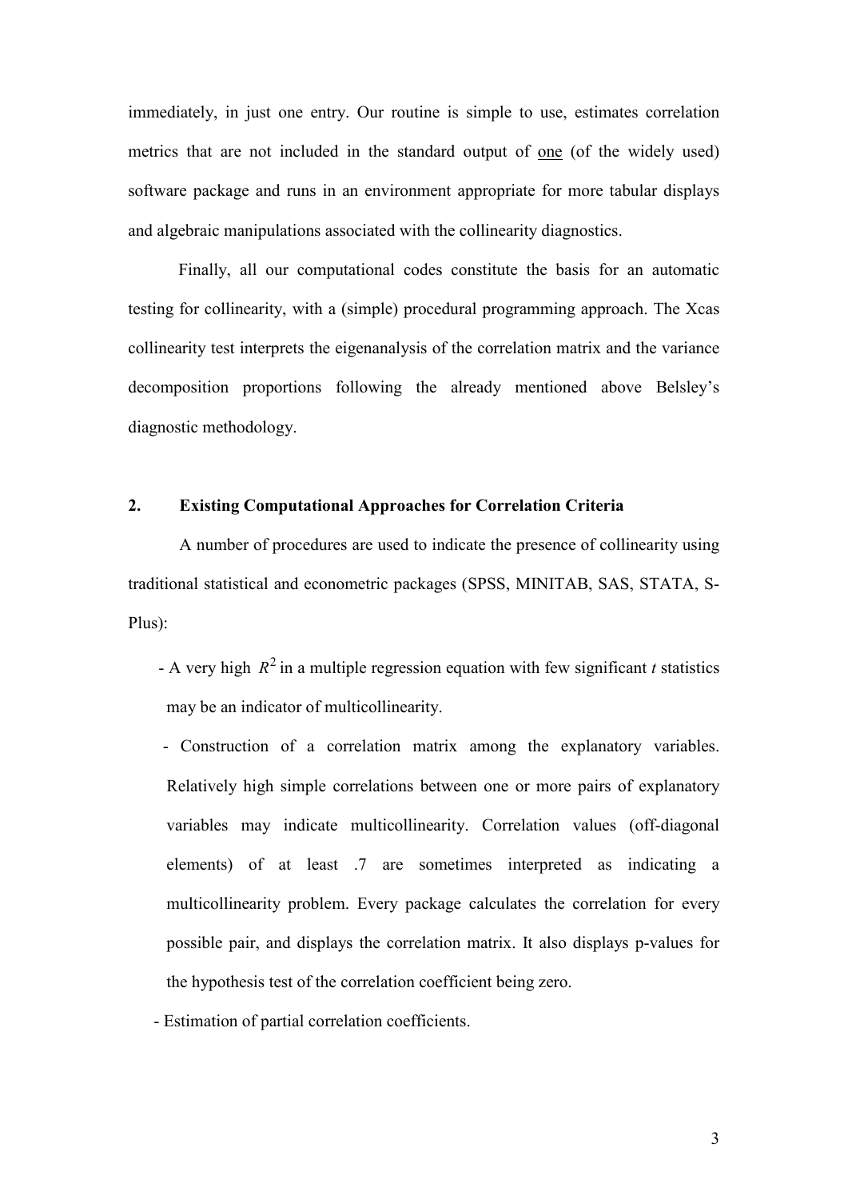immediately, in just one entry. Our routine is simple to use, estimates correlation metrics that are not included in the standard output of <u>one</u> (of the widely used) software package and runs in an environment appropriate for more tabular displays and algebraic manipulations associated with the collinearity diagnostics.

Finally, all our computational codes constitute the basis for an automatic testing for collinearity, with a (simple) procedural programming approach. The Xcas collinearity test interprets the eigenanalysis of the correlation matrix and the variance decomposition proportions following the already mentioned above Belsley's diagnostic methodology.

## 2. Existing Computational Approaches for Correlation Criteria

A number of procedures are used to indicate the presence of collinearity using traditional statistical and econometric packages (SPSS, MINITAB, SAS, STATA, S-Plus):

- A very high $R^2$ in a multiple regression equation with few significant *t* statistics may be an indicator of multicollinearity.
- Construction of a correlation matrix among the explanatory variables. Relatively high simple correlations between one or more pairs of explanatory variables may indicate multicollinearity. Correlation values (off-diagonal elements) of at least .7 are sometimes interpreted as indicating a multicollinearity problem. Every package calculates the correlation for every possible pair, and displays the correlation matrix. It also displays p-values for the hypothesis test of the correlation coefficient being zero.
- Estimation of partial correlation coefficients.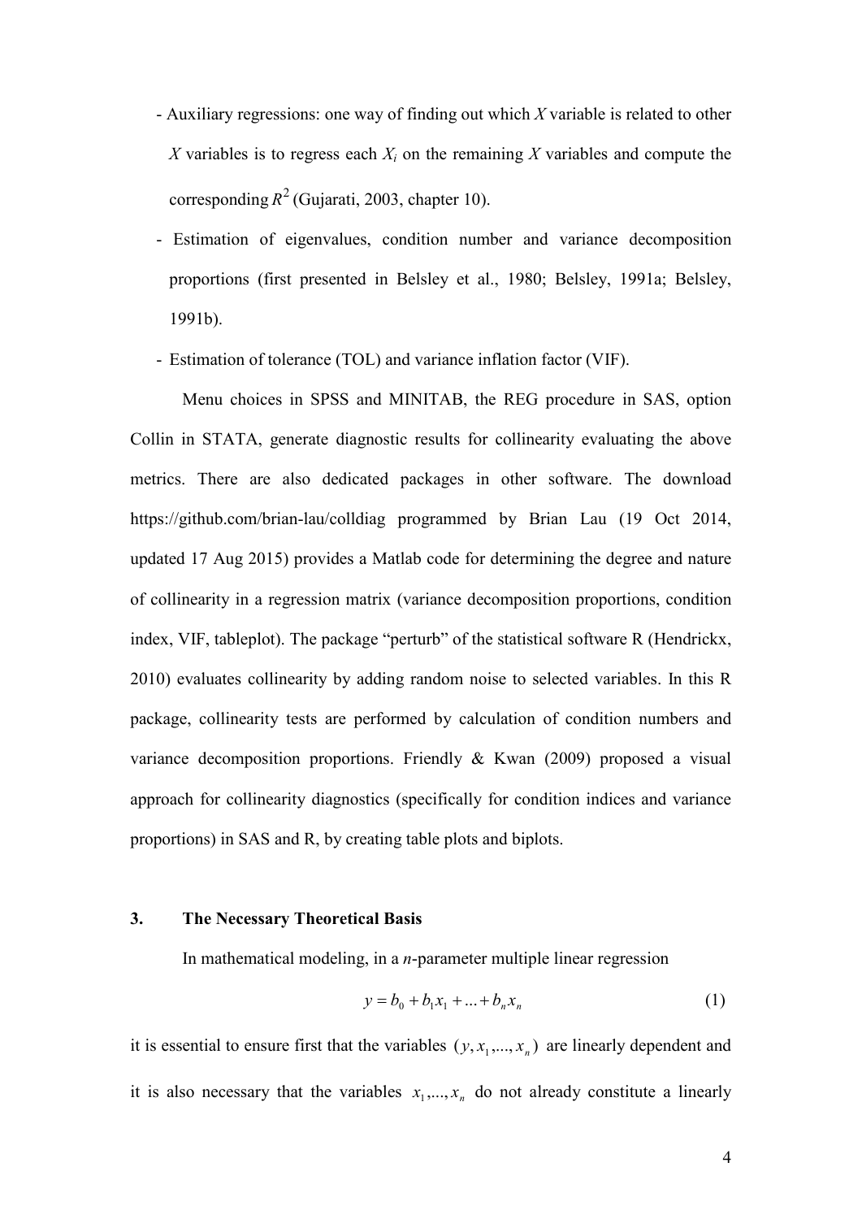- Auxiliary regressions: one way of finding out which $X$ variable is related to other $X$ variables is to regress each $X_i$ on the remaining $X$ variables and compute the corresponding $R^2$ (Gujarati, 2003, chapter 10).
- Estimation of eigenvalues, condition number and variance decomposition proportions (first presented in Belsley et al., 1980; Belsley, 1991a; Belsley, 1991b).
- Estimation of tolerance (TOL) and variance inflation factor (VIF).

Menu choices in SPSS and MINITAB, the REG procedure in SAS, option Collin in STATA, generate diagnostic results for collinearity evaluating the above metrics. There are also dedicated packages in other software. The download https://github.com/brian-lau/colldiag programmed by Brian Lau (19 Oct 2014, updated 17 Aug 2015) provides a Matlab code for determining the degree and nature of collinearity in a regression matrix (variance decomposition proportions, condition index, VIF, tableplot). The package "perturb" of the statistical software R (Hendrickx, 2010) evaluates collinearity by adding random noise to selected variables. In this R package, collinearity tests are performed by calculation of condition numbers and variance decomposition proportions. Friendly & Kwan (2009) proposed a visual approach for collinearity diagnostics (specifically for condition indices and variance proportions) in SAS and R, by creating table plots and biplots.

## 3. The Necessary Theoretical Basis

In mathematical modeling, in a $n$-parameter multiple linear regression

$$y = b_0 + b_1 x_1 + \ldots + b_n x_n \qquad (1)$$

it is essential to ensure first that the variables $(y, x_1, \ldots, x_n)$ are linearly dependent and it is also necessary that the variables $x_1, \ldots, x_n$ do not already constitute a linearly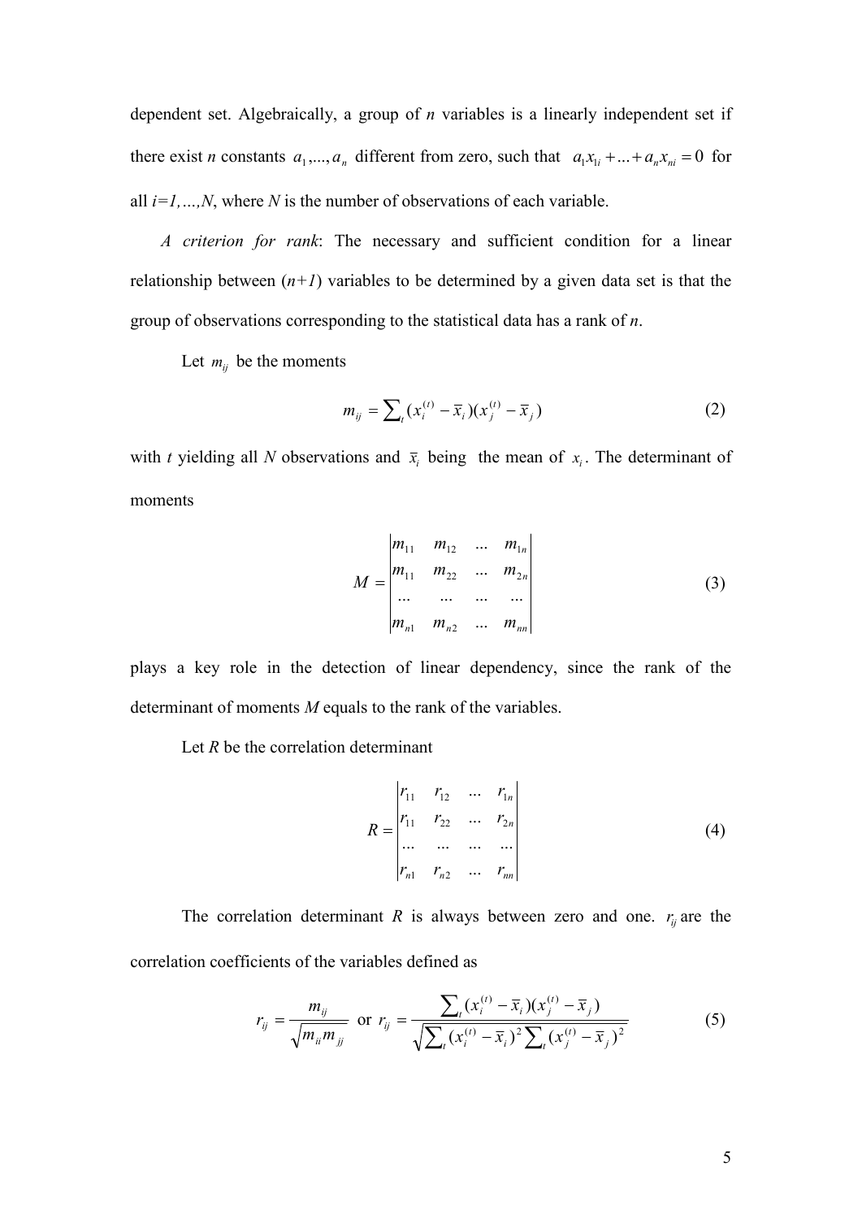dependent set. Algebraically, a group of $n$ variables is a linearly independent set if there exist $n$ constants $a_1,...,a_n$ different from zero, such that $a_1 x_{1i} + ... + a_n x_{ni} = 0$ for all $i=1,...,N$, where $N$ is the number of observations of each variable.

*A criterion for rank*: The necessary and sufficient condition for a linear relationship between $(n+1)$ variables to be determined by a given data set is that the group of observations corresponding to the statistical data has a rank of $n$.

Let $m_{ij}$ be the moments

$$m_{ij} = \sum_t (x_i^{(t)} - \bar{x}_i)(x_j^{(t)} - \bar{x}_j) \tag{2}$$

with $t$ yielding all $N$ observations and $\bar{x}_i$ being the mean of $x_i$. The determinant of moments

$$M = \begin{vmatrix} m_{11} & m_{12} & ... & m_{1n} \\ m_{11} & m_{22} & ... & m_{2n} \\ ... & ... & ... & ... \\ m_{n1} & m_{n2} & ... & m_{nn} \end{vmatrix} \tag{3}$$

plays a key role in the detection of linear dependency, since the rank of the determinant of moments $M$ equals to the rank of the variables.

Let $R$ be the correlation determinant

$$R = \begin{vmatrix} r_{11} & r_{12} & ... & r_{1n} \\ r_{11} & r_{22} & ... & r_{2n} \\ ... & ... & ... & ... \\ r_{n1} & r_{n2} & ... & r_{nn} \end{vmatrix} \tag{4}$$

The correlation determinant $R$ is always between zero and one. $r_{ij}$ are the correlation coefficients of the variables defined as

$$r_{ij} = \frac{m_{ij}}{\sqrt{m_{ii} m_{jj}}} \text{ or } r_{ij} = \frac{\sum_t (x_i^{(t)} - \bar{x}_i)(x_j^{(t)} - \bar{x}_j)}{\sqrt{\sum_t (x_i^{(t)} - \bar{x}_i)^2 \sum_t (x_j^{(t)} - \bar{x}_j)^2}} \tag{5}$$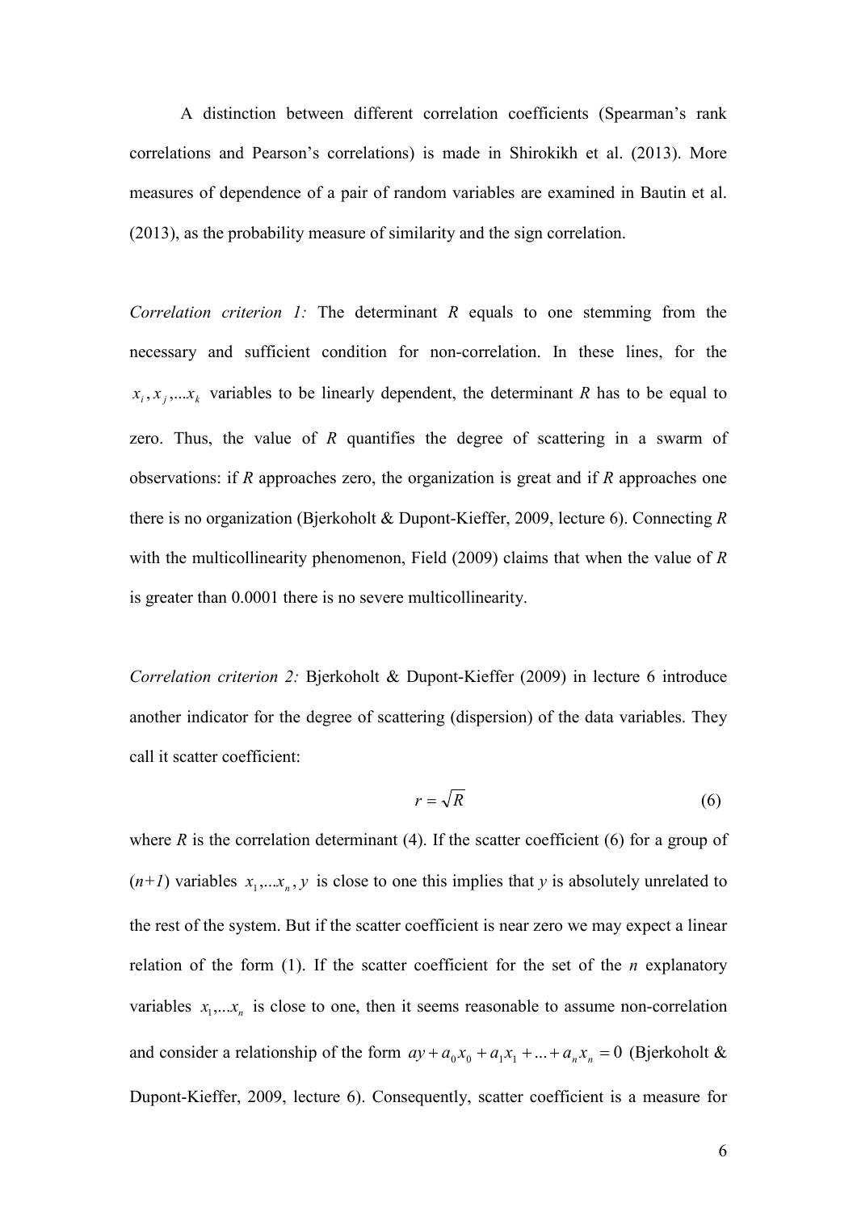A distinction between different correlation coefficients (Spearman's rank correlations and Pearson's correlations) is made in Shirokikh et al. (2013). More measures of dependence of a pair of random variables are examined in Bautin et al. (2013), as the probability measure of similarity and the sign correlation.

*Correlation criterion 1:* The determinant *R* equals to one stemming from the necessary and sufficient condition for non-correlation. In these lines, for the $x_i, x_j, ... x_k$ variables to be linearly dependent, the determinant *R* has to be equal to zero. Thus, the value of *R* quantifies the degree of scattering in a swarm of observations: if *R* approaches zero, the organization is great and if *R* approaches one there is no organization (Bjerkoholt & Dupont-Kieffer, 2009, lecture 6). Connecting *R* with the multicollinearity phenomenon, Field (2009) claims that when the value of *R* is greater than 0.0001 there is no severe multicollinearity.

*Correlation criterion 2:* Bjerkoholt & Dupont-Kieffer (2009) in lecture 6 introduce another indicator for the degree of scattering (dispersion) of the data variables. They call it scatter coefficient:

$$r = \sqrt{R} \tag{6}$$

where *R* is the correlation determinant (4). If the scatter coefficient (6) for a group of (*n+1*) variables $x_1, ... x_n, y$ is close to one this implies that *y* is absolutely unrelated to the rest of the system. But if the scatter coefficient is near zero we may expect a linear relation of the form (1). If the scatter coefficient for the set of the *n* explanatory variables $x_1, ... x_n$ is close to one, then it seems reasonable to assume non-correlation and consider a relationship of the form $ay + a_0 x_0 + a_1 x_1 + ... + a_n x_n = 0$ (Bjerkoholt & Dupont-Kieffer, 2009, lecture 6). Consequently, scatter coefficient is a measure for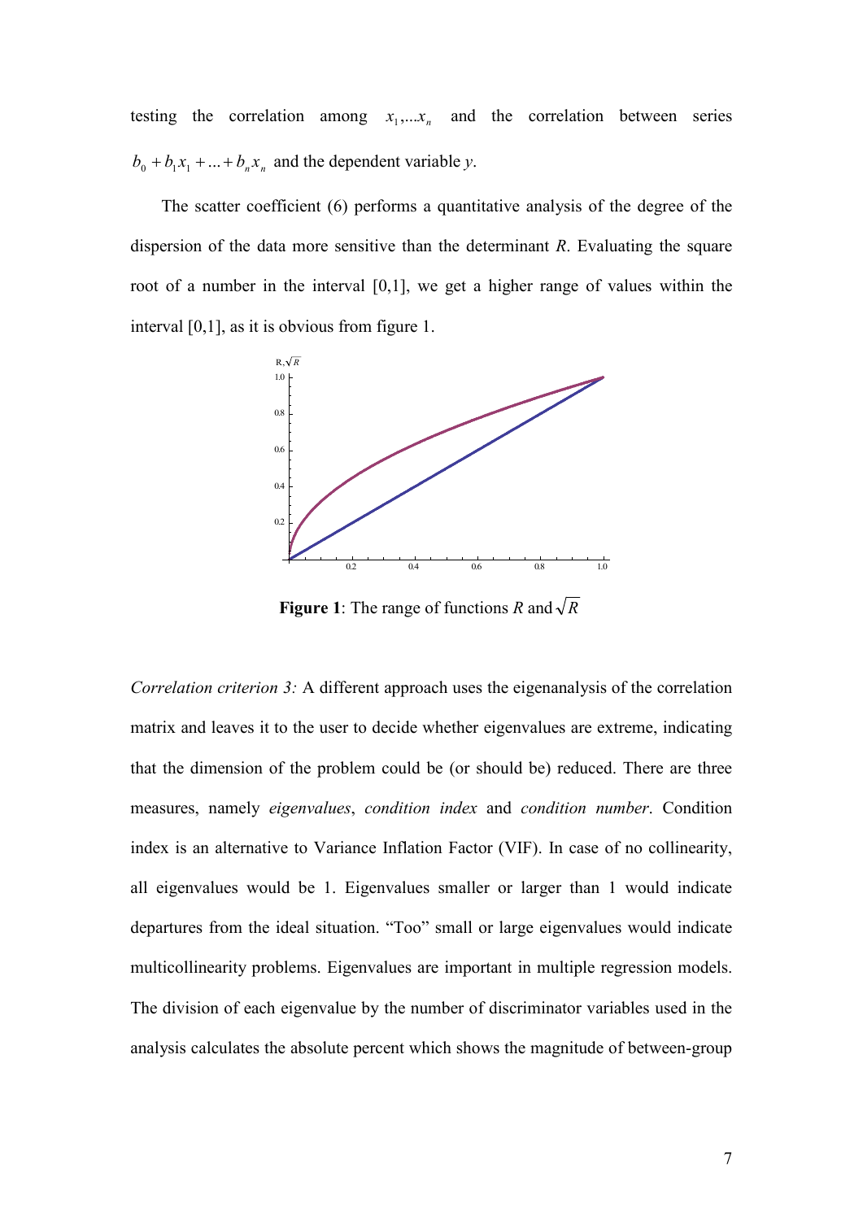testing the correlation among $x_1,...x_n$ and the correlation between series $b_0 + b_1 x_1 + ... + b_n x_n$ and the dependent variable *y*.

The scatter coefficient (6) performs a quantitative analysis of the degree of the dispersion of the data more sensitive than the determinant *R*. Evaluating the square root of a number in the interval [0,1], we get a higher range of values within the interval [0,1], as it is obvious from figure 1.

**Figure 1**: The range of functions *R* and $\sqrt{R}$

*Correlation criterion 3:* A different approach uses the eigenanalysis of the correlation matrix and leaves it to the user to decide whether eigenvalues are extreme, indicating that the dimension of the problem could be (or should be) reduced. There are three measures, namely *eigenvalues*, *condition index* and *condition number*. Condition index is an alternative to Variance Inflation Factor (VIF). In case of no collinearity, all eigenvalues would be 1. Eigenvalues smaller or larger than 1 would indicate departures from the ideal situation. "Too" small or large eigenvalues would indicate multicollinearity problems. Eigenvalues are important in multiple regression models. The division of each eigenvalue by the number of discriminator variables used in the analysis calculates the absolute percent which shows the magnitude of between-group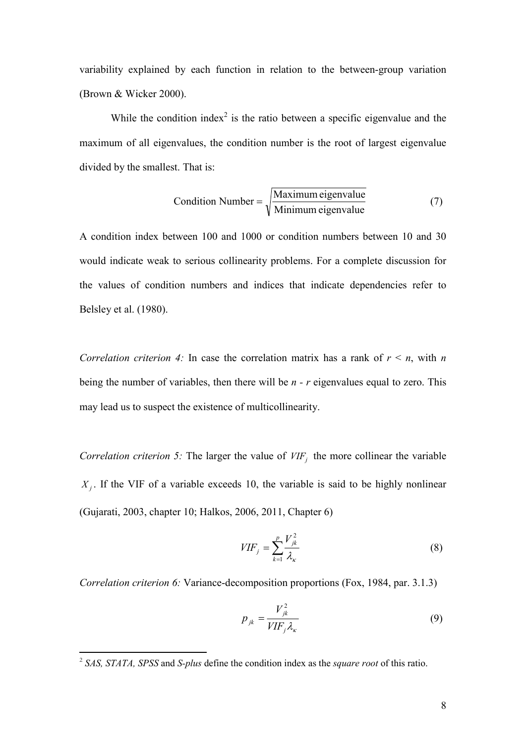variability explained by each function in relation to the between-group variation (Brown & Wicker 2000).

While the condition index[2] is the ratio between a specific eigenvalue and the maximum of all eigenvalues, the condition number is the root of largest eigenvalue divided by the smallest. That is:

$$\text{Condition Number} = \sqrt{\frac{\text{Maximum eigenvalue}}{\text{Minimum eigenvalue}}} \tag{7}$$

A condition index between 100 and 1000 or condition numbers between 10 and 30 would indicate weak to serious collinearity problems. For a complete discussion for the values of condition numbers and indices that indicate dependencies refer to Belsley et al. (1980).

*Correlation criterion 4:* In case the correlation matrix has a rank of $r < n$, with $n$ being the number of variables, then there will be $n - r$ eigenvalues equal to zero. This may lead us to suspect the existence of multicollinearity.

*Correlation criterion 5:* The larger the value of $VIF_j$ the more collinear the variable $X_j$. If the VIF of a variable exceeds 10, the variable is said to be highly nonlinear (Gujarati, 2003, chapter 10; Halkos, 2006, 2011, Chapter 6)

$$VIF_j = \sum_{k=1}^{p} \frac{V_{jk}^2}{\lambda_\kappa} \tag{8}$$

*Correlation criterion 6:* Variance-decomposition proportions (Fox, 1984, par. 3.1.3)

$$p_{jk} = \frac{V_{jk}^2}{VIF_j \lambda_\kappa} \tag{9}$$

---

[2] *SAS, STATA, SPSS* and *S-plus* define the condition index as the *square root* of this ratio.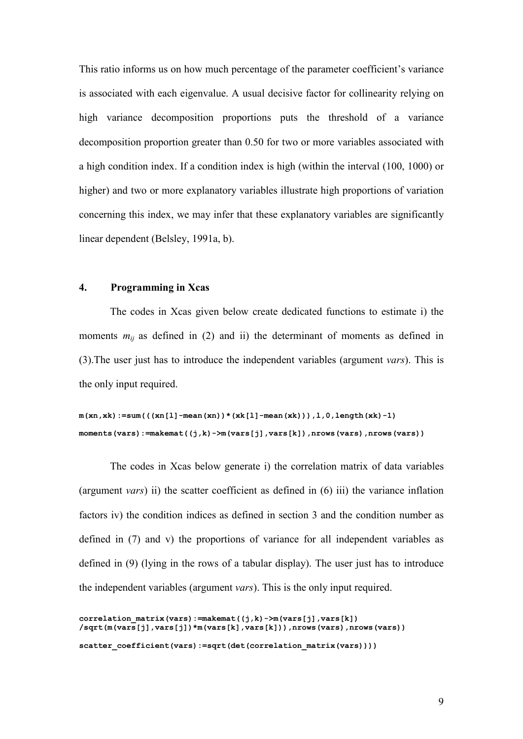This ratio informs us on how much percentage of the parameter coefficient's variance is associated with each eigenvalue. A usual decisive factor for collinearity relying on high variance decomposition proportions puts the threshold of a variance decomposition proportion greater than 0.50 for two or more variables associated with a high condition index. If a condition index is high (within the interval (100, 1000) or higher) and two or more explanatory variables illustrate high proportions of variation concerning this index, we may infer that these explanatory variables are significantly linear dependent (Belsley, 1991a, b).

## 4. Programming in Xcas

The codes in Xcas given below create dedicated functions to estimate i) the moments $m_{ij}$ as defined in (2) and ii) the determinant of moments as defined in (3).The user just has to introduce the independent variables (argument *vars*). This is the only input required.

```
m(xn,xk):=sum(((xn[l]-mean(xn))*(xk[l]-mean(xk))),l,0,length(xk)-1)
moments(vars):=makemat((j,k)->m(vars[j],vars[k]),nrows(vars),nrows(vars))
```

The codes in Xcas below generate i) the correlation matrix of data variables (argument *vars*) ii) the scatter coefficient as defined in (6) iii) the variance inflation factors iv) the condition indices as defined in section 3 and the condition number as defined in (7) and v) the proportions of variance for all independent variables as defined in (9) (lying in the rows of a tabular display). The user just has to introduce the independent variables (argument *vars*). This is the only input required.

```
correlation_matrix(vars):=makemat((j,k)->m(vars[j],vars[k])
/sqrt(m(vars[j],vars[j])*m(vars[k],vars[k])),nrows(vars),nrows(vars))

scatter_coefficient(vars):=sqrt(det(correlation_matrix(vars))))
```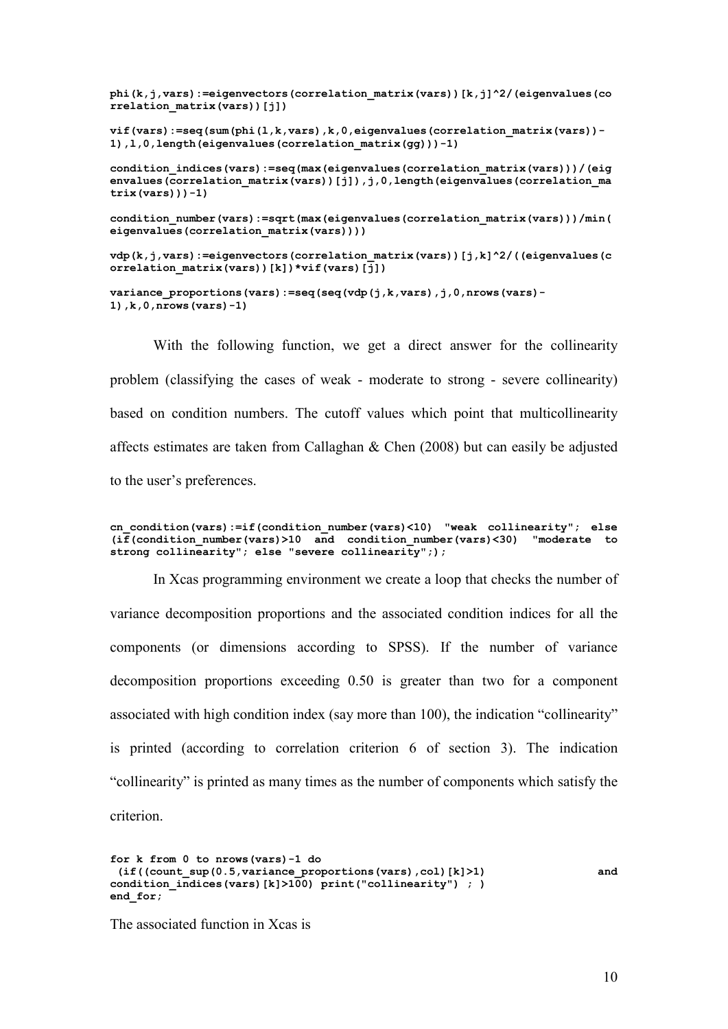```
phi(k,j,vars):=eigenvectors(correlation_matrix(vars))[k,j]^2/(eigenvalues(correlation_matrix(vars))[j])

vif(vars):=seq(sum(phi(l,k,vars),k,0,eigenvalues(correlation_matrix(vars))-1),l,0,length(eigenvalues(correlation_matrix(gg)))-1)

condition_indices(vars):=seq(max(eigenvalues(correlation_matrix(vars)))/(eigenvalues(correlation_matrix(vars))[j]),j,0,length(eigenvalues(correlation_matrix(vars)))-1)

condition_number(vars):=sqrt(max(eigenvalues(correlation_matrix(vars)))/min(eigenvalues(correlation_matrix(vars))))

vdp(k,j,vars):=eigenvectors(correlation_matrix(vars))[j,k]^2/((eigenvalues(correlation_matrix(vars))[k])*vif(vars)[j])

variance_proportions(vars):=seq(seq(vdp(j,k,vars),j,0,nrows(vars)-1),k,0,nrows(vars)-1)
```

With the following function, we get a direct answer for the collinearity problem (classifying the cases of weak - moderate to strong - severe collinearity) based on condition numbers. The cutoff values which point that multicollinearity affects estimates are taken from Callaghan & Chen (2008) but can easily be adjusted to the user's preferences.

```
cn_condition(vars):=if(condition_number(vars)<10) "weak collinearity"; else (if(condition_number(vars)>10 and condition_number(vars)<30) "moderate to strong collinearity"; else "severe collinearity";);
```

In Xcas programming environment we create a loop that checks the number of variance decomposition proportions and the associated condition indices for all the components (or dimensions according to SPSS). If the number of variance decomposition proportions exceeding 0.50 is greater than two for a component associated with high condition index (say more than 100), the indication "collinearity" is printed (according to correlation criterion 6 of section 3). The indication "collinearity" is printed as many times as the number of components which satisfy the criterion.

```
for k from 0 to nrows(vars)-1 do
 (if((count_sup(0.5,variance_proportions(vars),col)[k]>1) and
condition_indices(vars)[k]>100) print("collinearity") ; )
end_for;
```

The associated function in Xcas is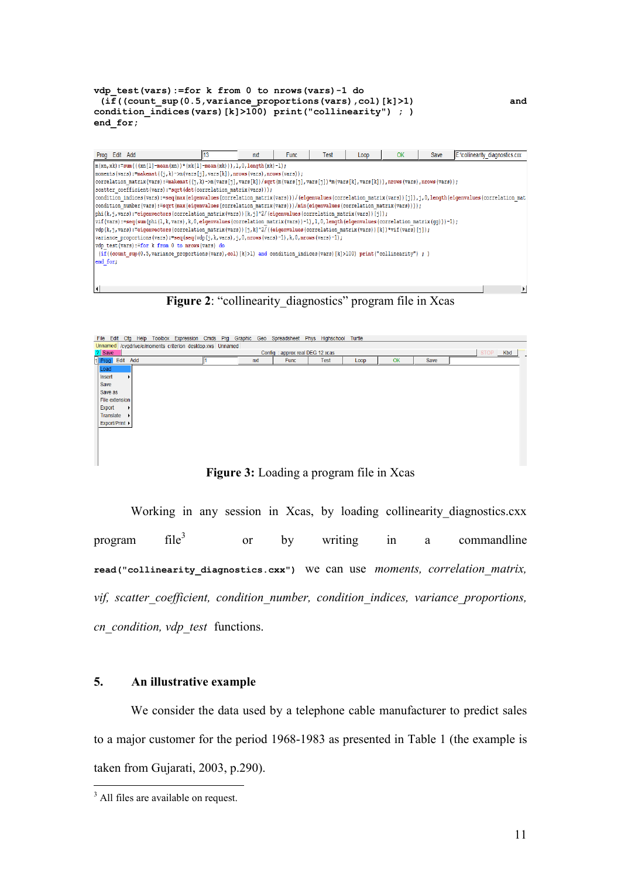```
vdp_test(vars):=for k from 0 to nrows(vars)-1 do
 (if((count_sup(0.5,variance_proportions(vars),col)[k]>1)          and
condition_indices(vars)[k]>100) print("collinearity") ; )
end_for;
```

```
m(xn,xk):=sum(((xn[l]-mean(xn))*(xk[l]-mean(xk))),l,0,length(xk)-1);
moments(vars):=makemat((j,k)->m(vars[j],vars[k]),nrows(vars),nrows(vars));
correlation_matrix(vars):=makemat((j,k)->m(vars[j],vars[k])/sqrt(m(vars[j],vars[j])*m(vars[k],vars[k])),nrows(vars),nrows(vars));
scatter_coefficient(vars):=sqrt(det(correlation_matrix(vars)));
condition_indices(vars):=seq(max(eigenvalues(correlation_matrix(vars)))/(eigenvalues(correlation_matrix(vars))[j]),j,0,length(eigenvalues(correlation_mat
condition_number(vars):=sqrt(max(eigenvalues(correlation_matrix(vars)))/min(eigenvalues(correlation_matrix(vars))));
phi(k,j,vars):=eigenvectors(correlation_matrix(vars))[k,j]^2/(eigenvalues(correlation_matrix(vars))[j]);
vif(vars):=seq(sum(phi(l,k,vars),k,0,eigenvalues(correlation_matrix(vars))-1),l,0,length(eigenvalues(correlation_matrix(gg)))-1);
vdp(k,j,vars):=eigenvectors(correlation_matrix(vars))[j,k]^2/(eigenvalues(correlation_matrix(vars))[k])*vif(vars)[j]);
variance_proportions(vars):=seq(seq(vdp(j,k,vars),j,0,nrows(vars)-1),k,0,nrows(vars)-1);
vdp_test(vars):=for k from 0 to nrows(vars) do
 (if((count_sup(0.5,variance_proportions(vars),col)[k]>1) and condition_indices(vars)[k]>100) print("collinearity") ; )
end_for;
```

**Figure 2**: "collinearity_diagnostics" program file in Xcas

**Figure 3:** Loading a program file in Xcas

Working in any session in Xcas, by loading collinearity_diagnostics.cxx program file[3] or by writing in a commandline **read("collinearity_diagnostics.cxx")** we can use *moments, correlation_matrix, vif, scatter_coefficient, condition_number, condition_indices, variance_proportions, cn_condition, vdp_test* functions.

## 5. An illustrative example

We consider the data used by a telephone cable manufacturer to predict sales to a major customer for the period 1968-1983 as presented in Table 1 (the example is taken from Gujarati, 2003, p.290).

---

[3] All files are available on request.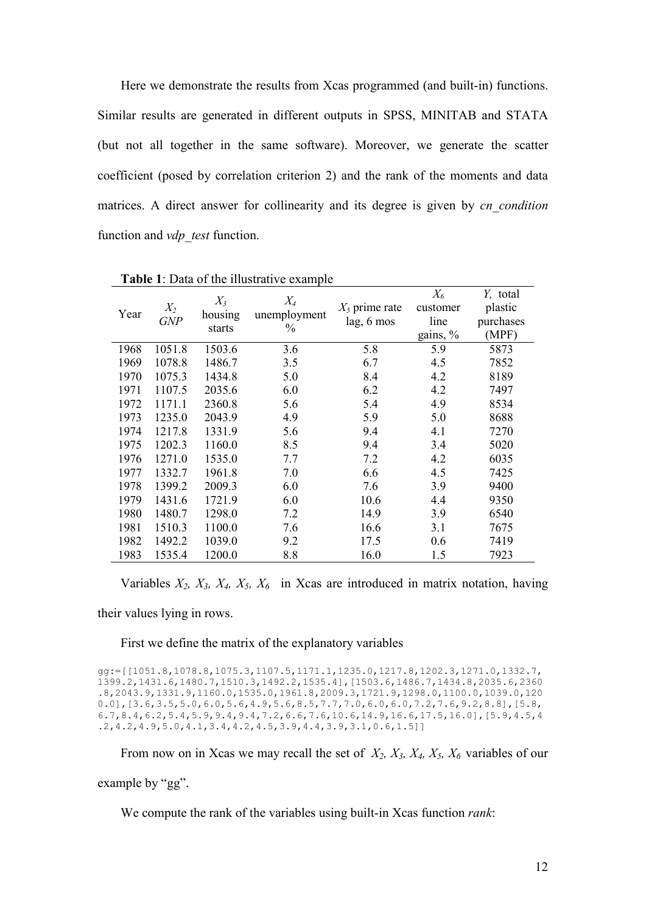Here we demonstrate the results from Xcas programmed (and built-in) functions. Similar results are generated in different outputs in SPSS, MINITAB and STATA (but not all together in the same software). Moreover, we generate the scatter coefficient (posed by correlation criterion 2) and the rank of the moments and data matrices. A direct answer for collinearity and its degree is given by *cn_condition* function and *vdp_test* function.

**Table 1**: Data of the illustrative example

| Year | $X_2$ *GNP* | $X_3$ housing starts | $X_4$ unemployment % | $X_5$ prime rate lag, 6 mos | $X_6$ customer line gains, % | *Y*, total plastic purchases (MPF) |
|---|---|---|---|---|---|---|
| 1968 | 1051.8 | 1503.6 | 3.6 | 5.8 | 5.9 | 5873 |
| 1969 | 1078.8 | 1486.7 | 3.5 | 6.7 | 4.5 | 7852 |
| 1970 | 1075.3 | 1434.8 | 5.0 | 8.4 | 4.2 | 8189 |
| 1971 | 1107.5 | 2035.6 | 6.0 | 6.2 | 4.2 | 7497 |
| 1972 | 1171.1 | 2360.8 | 5.6 | 5.4 | 4.9 | 8534 |
| 1973 | 1235.0 | 2043.9 | 4.9 | 5.9 | 5.0 | 8688 |
| 1974 | 1217.8 | 1331.9 | 5.6 | 9.4 | 4.1 | 7270 |
| 1975 | 1202.3 | 1160.0 | 8.5 | 9.4 | 3.4 | 5020 |
| 1976 | 1271.0 | 1535.0 | 7.7 | 7.2 | 4.2 | 6035 |
| 1977 | 1332.7 | 1961.8 | 7.0 | 6.6 | 4.5 | 7425 |
| 1978 | 1399.2 | 2009.3 | 6.0 | 7.6 | 3.9 | 9400 |
| 1979 | 1431.6 | 1721.9 | 6.0 | 10.6 | 4.4 | 9350 |
| 1980 | 1480.7 | 1298.0 | 7.2 | 14.9 | 3.9 | 6540 |
| 1981 | 1510.3 | 1100.0 | 7.6 | 16.6 | 3.1 | 7675 |
| 1982 | 1492.2 | 1039.0 | 9.2 | 17.5 | 0.6 | 7419 |
| 1983 | 1535.4 | 1200.0 | 8.8 | 16.0 | 1.5 | 7923 |

Variables $X_2$, $X_3$, $X_4$, $X_5$, $X_6$ in Xcas are introduced in matrix notation, having their values lying in rows.

First we define the matrix of the explanatory variables

```
gg:=[[1051.8,1078.8,1075.3,1107.5,1171.1,1235.0,1217.8,1202.3,1271.0,1332.7,
1399.2,1431.6,1480.7,1510.3,1492.2,1535.4],[1503.6,1486.7,1434.8,2035.6,2360
.8,2043.9,1331.9,1160.0,1535.0,1961.8,2009.3,1721.9,1298.0,1100.0,1039.0,120
0.0],[3.6,3.5,5.0,6.0,5.6,4.9,5.6,8.5,7.7,7.0,6.0,6.0,7.2,7.6,9.2,8.8],[5.8,
6.7,8.4,6.2,5.4,5.9,9.4,9.4,7.2,6.6,7.6,10.6,14.9,16.6,17.5,16.0],[5.9,4.5,4
.2,4.2,4.9,5.0,4.1,3.4,4.2,4.5,3.9,4.4,3.9,3.1,0.6,1.5]]
```

From now on in Xcas we may recall the set of $X_2$, $X_3$, $X_4$, $X_5$, $X_6$ variables of our example by "gg".

We compute the rank of the variables using built-in Xcas function *rank*: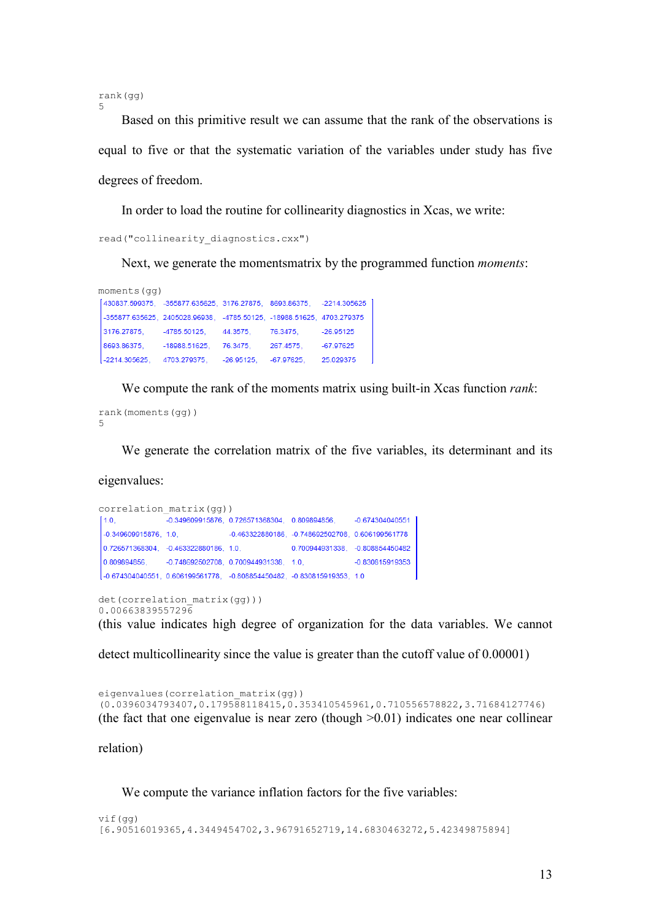```
rank(gg)
5
```

Based on this primitive result we can assume that the rank of the observations is equal to five or that the systematic variation of the variables under study has five degrees of freedom.

In order to load the routine for collinearity diagnostics in Xcas, we write:

```
read("collinearity_diagnostics.cxx")
```

Next, we generate the momentsmatrix by the programmed function *moments*:

```
moments(gg)
```

$$\begin{bmatrix} 430837.599375, & -355877.635625, & 3176.27875, & 8693.86375, & -2214.305625 \\ -355877.635625, & 2405028.96938, & -4785.50125, & -18988.51625, & 4703.279375 \\ 3176.27875, & -4785.50125, & 44.3575, & 76.3475, & -26.95125 \\ 8693.86375, & -18988.51625, & 76.3475, & 267.4575, & -67.97625 \\ -2214.305625, & 4703.279375, & -26.95125, & -67.97625, & 25.029375 \end{bmatrix}$$

We compute the rank of the moments matrix using built-in Xcas function *rank*:

```
rank(moments(gg))
5
```

We generate the correlation matrix of the five variables, its determinant and its eigenvalues:

```
correlation_matrix(gg))
```

$$\begin{bmatrix} 1.0, & -0.349609915876, & 0.726571368304, & 0.809894856, & -0.674304040551 \\ -0.349609915876, & 1.0, & -0.463322880186, & -0.748692502708, & 0.606199561778 \\ 0.726571368304, & -0.463322880186, & 1.0, & 0.700944931338, & -0.808864450482 \\ 0.809894856, & -0.748692502708, & 0.700944931338, & 1.0, & -0.830815919353 \\ -0.674304040551, & 0.606199561778, & -0.808854450482, & -0.830815919353, & 1.0 \end{bmatrix}$$

```
det(correlation_matrix(gg)))
0.00663839557296
```

(this value indicates high degree of organization for the data variables. We cannot detect multicollinearity since the value is greater than the cutoff value of 0.00001)

```
eigenvalues(correlation_matrix(gg))
(0.0396034793407,0.179588118415,0.353410545961,0.710556578822,3.71684127746)
```

(the fact that one eigenvalue is near zero (though >0.01) indicates one near collinear relation)

We compute the variance inflation factors for the five variables:

```
vif(gg)
[6.90516019365,4.3449454702,3.96791652719,14.6830463272,5.42349875894]
```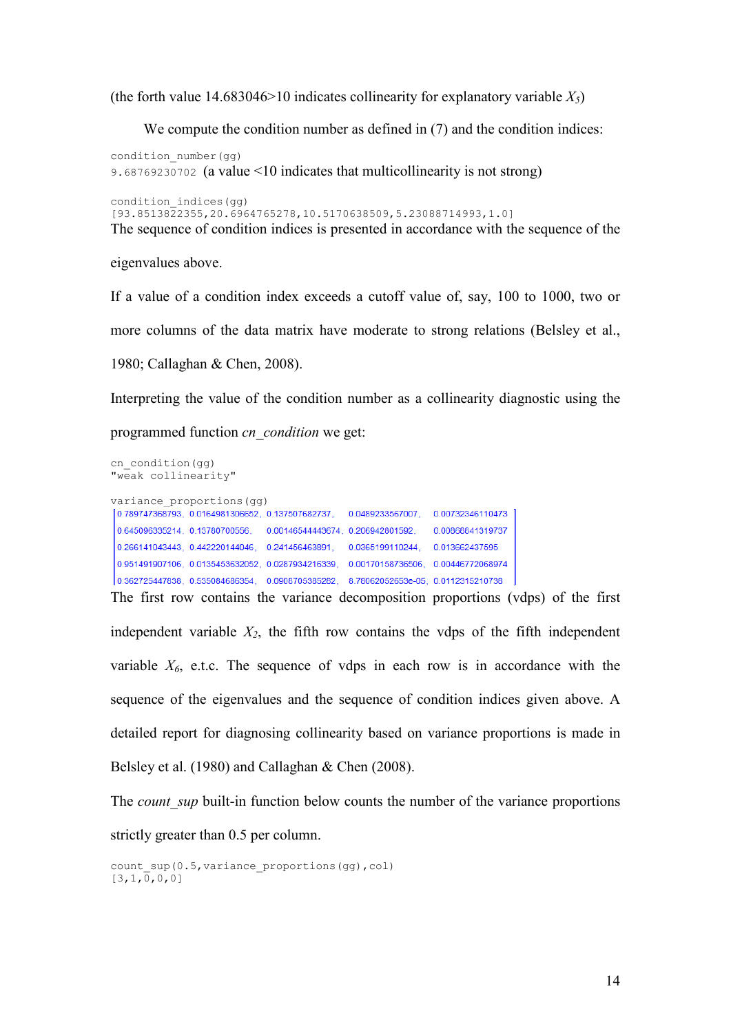(the forth value 14.683046>10 indicates collinearity for explanatory variable $X_5$)

We compute the condition number as defined in (7) and the condition indices:

```
condition_number(gg)
9.68769230702
```

(a value <10 indicates that multicollinearity is not strong)

```
condition_indices(gg)
[93.8513822355,20.6964765278,10.5170638509,5.23088714993,1.0]
```

The sequence of condition indices is presented in accordance with the sequence of the eigenvalues above.

If a value of a condition index exceeds a cutoff value of, say, 100 to 1000, two or more columns of the data matrix have moderate to strong relations (Belsley et al., 1980; Callaghan & Chen, 2008).

Interpreting the value of the condition number as a collinearity diagnostic using the programmed function *cn_condition* we get:

```
cn_condition(gg)
"weak collinearity"
```

```
variance_proportions(gg)
```

| | | | | |
|---|---|---|---|---|
| 0.789747368793, | 0.0164981306652, | 0.137507682737, | 0.0489233567007, | 0.00732346110473 |
| 0.645096335214, | 0.13780700556, | 0.00146544443674, | 0.206942801592, | 0.00868841319737 |
| 0.266141043443, | 0.442220144046, | 0.241456463891, | 0.0365199110244, | 0.013662437595 |
| 0.951491907106, | 0.0135453632052, | 0.0287934216339, | 0.00170158736506, | 0.00446772068974 |
| 0.362725447638, | 0.535084686354, | 0.0908705385282, | 8.78062052653e-05, | 0.0112315210738 |

The first row contains the variance decomposition proportions (vdps) of the first independent variable $X_2$, the fifth row contains the vdps of the fifth independent variable $X_6$, e.t.c. The sequence of vdps in each row is in accordance with the sequence of the eigenvalues and the sequence of condition indices given above. A detailed report for diagnosing collinearity based on variance proportions is made in Belsley et al. (1980) and Callaghan & Chen (2008).

The *count_sup* built-in function below counts the number of the variance proportions strictly greater than 0.5 per column.

```
count_sup(0.5,variance_proportions(gg),col)
[3,1,0,0,0]
```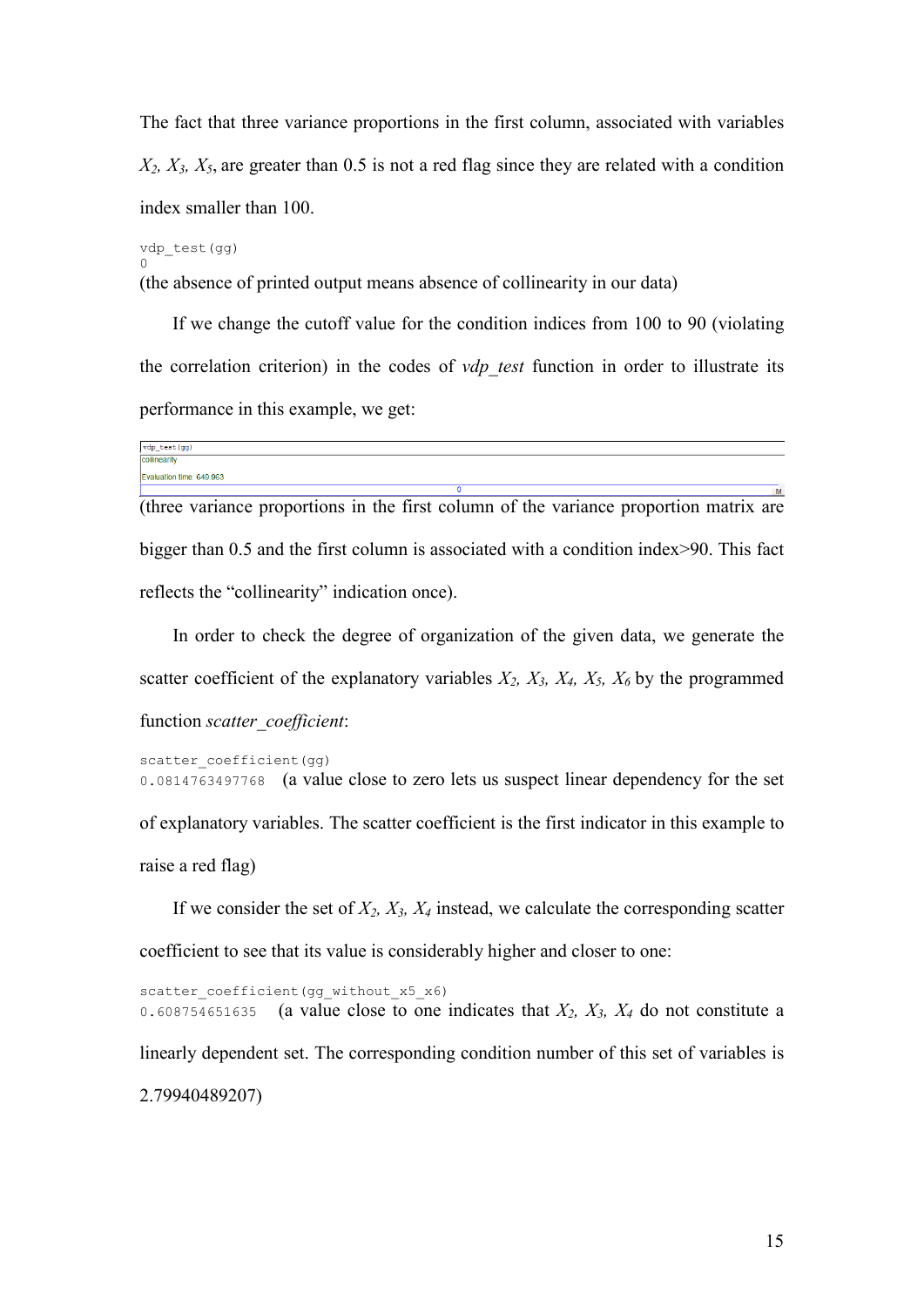The fact that three variance proportions in the first column, associated with variables $X_2$, $X_3$, $X_5$, are greater than 0.5 is not a red flag since they are related with a condition index smaller than 100.

```
vdp_test(gg)
0
```

(the absence of printed output means absence of collinearity in our data)

If we change the cutoff value for the condition indices from 100 to 90 (violating the correlation criterion) in the codes of *vdp_test* function in order to illustrate its performance in this example, we get:

```
vdp_test(gg)
collinearity
Evaluation time: 649.963
0
```

(three variance proportions in the first column of the variance proportion matrix are bigger than 0.5 and the first column is associated with a condition index>90. This fact reflects the "collinearity" indication once).

In order to check the degree of organization of the given data, we generate the scatter coefficient of the explanatory variables $X_2$, $X_3$, $X_4$, $X_5$, $X_6$ by the programmed function *scatter_coefficient*:

```
scatter_coefficient(gg)
0.0814763497768
```

(a value close to zero lets us suspect linear dependency for the set of explanatory variables. The scatter coefficient is the first indicator in this example to raise a red flag)

If we consider the set of $X_2$, $X_3$, $X_4$ instead, we calculate the corresponding scatter coefficient to see that its value is considerably higher and closer to one:

```
scatter_coefficient(gg_without_x5_x6)
0.608754651635
```

(a value close to one indicates that $X_2$, $X_3$, $X_4$ do not constitute a linearly dependent set. The corresponding condition number of this set of variables is 2.79940489207)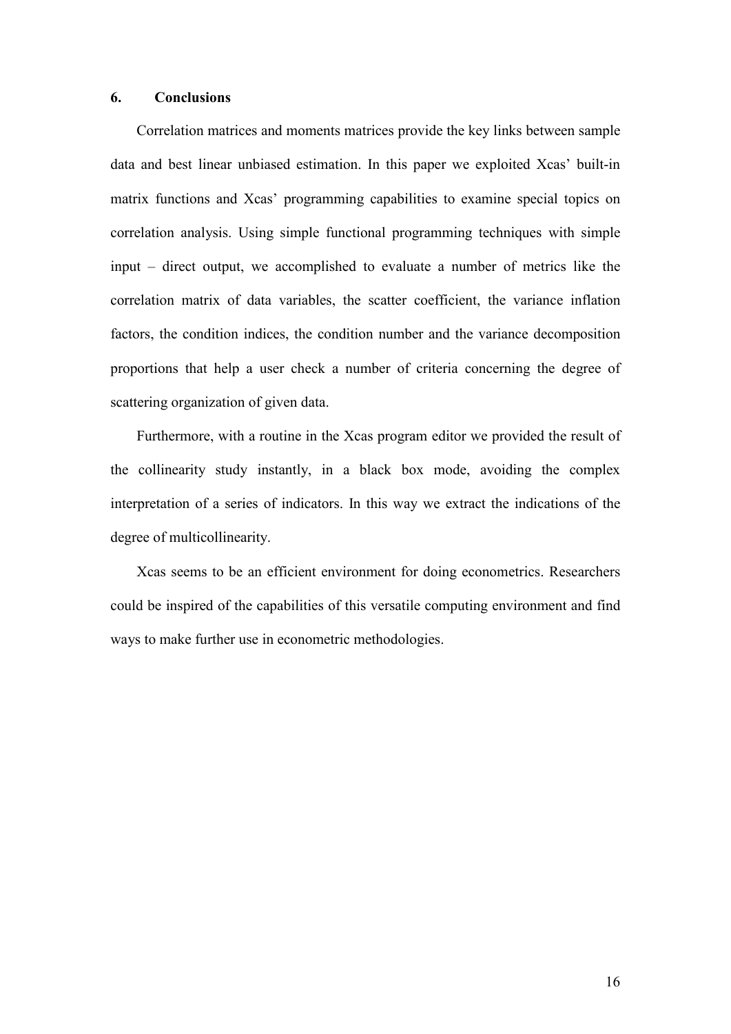## 6. Conclusions

Correlation matrices and moments matrices provide the key links between sample data and best linear unbiased estimation. In this paper we exploited Xcas' built-in matrix functions and Xcas' programming capabilities to examine special topics on correlation analysis. Using simple functional programming techniques with simple input – direct output, we accomplished to evaluate a number of metrics like the correlation matrix of data variables, the scatter coefficient, the variance inflation factors, the condition indices, the condition number and the variance decomposition proportions that help a user check a number of criteria concerning the degree of scattering organization of given data.

Furthermore, with a routine in the Xcas program editor we provided the result of the collinearity study instantly, in a black box mode, avoiding the complex interpretation of a series of indicators. In this way we extract the indications of the degree of multicollinearity.

Xcas seems to be an efficient environment for doing econometrics. Researchers could be inspired of the capabilities of this versatile computing environment and find ways to make further use in econometric methodologies.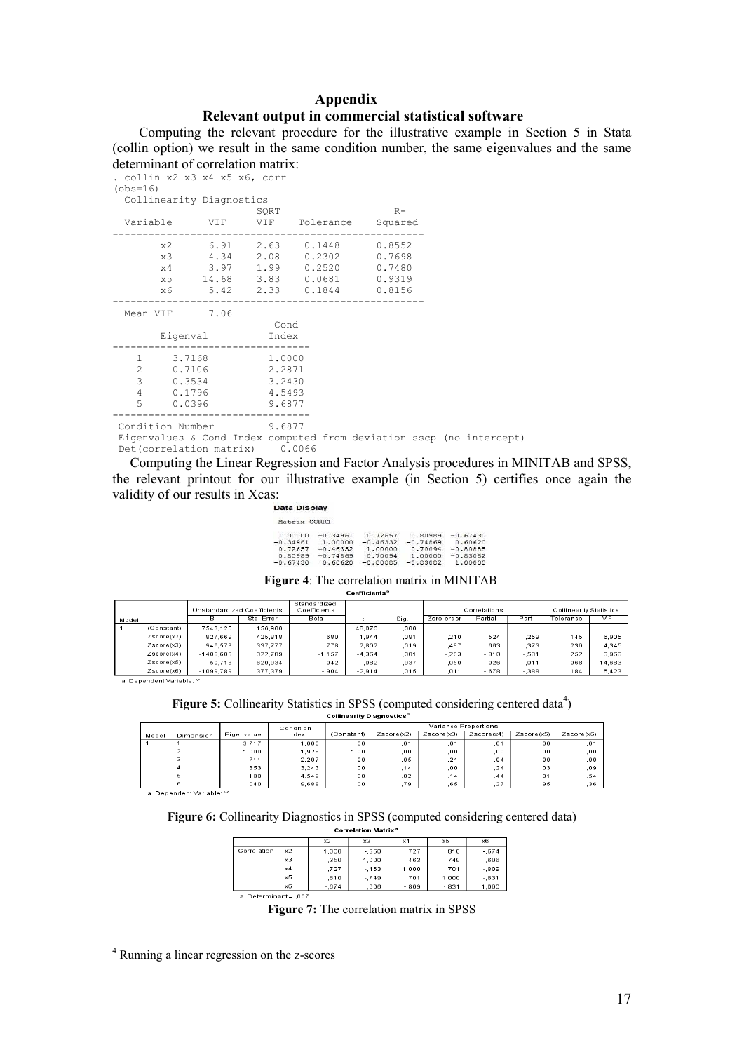# Appendix

## Relevant output in commercial statistical software

Computing the relevant procedure for the illustrative example in Section 5 in Stata (collin option) we result in the same condition number, the same eigenvalues and the same determinant of correlation matrix:

```
. collin x2 x3 x4 x5 x6, corr
(obs=16)
  Collinearity Diagnostics
                        SQRT                    R-
  Variable      VIF     VIF    Tolerance    Squared
----------------------------------------------------
        x2      6.91    2.63    0.1448      0.8552
        x3      4.34    2.08    0.2302      0.7698
        x4      3.97    1.99    0.2520      0.7480
        x5     14.68    3.83    0.0681      0.9319
        x6      5.42    2.33    0.1844      0.8156
----------------------------------------------------
  Mean VIF      7.06
                            Cond
        Eigenval            Index
---------------------------------
    1     3.7168           1.0000
    2     0.7106           2.2871
    3     0.3534           3.2430
    4     0.1796           4.5493
    5     0.0396           9.6877
---------------------------------
 Condition Number          9.6877
 Eigenvalues & Cond Index computed from deviation sscp (no intercept)
 Det(correlation matrix)    0.0066
```

Computing the Linear Regression and Factor Analysis procedures in MINITAB and SPSS, the relevant printout for our illustrative example (in Section 5) certifies once again the validity of our results in Xcas:

**Data Display**

```
Matrix CORR1

 1.00000  -0.34961   0.72657   0.80989  -0.67430
-0.34961   1.00000  -0.46332  -0.74869   0.60620
 0.72657  -0.46332   1.00000   0.70094  -0.80885
 0.80989  -0.74869   0.70094   1.00000  -0.83082
-0.67430   0.60620  -0.80885  -0.83082   1.00000
```

**Figure 4**: The correlation matrix in MINITAB

**Coefficients**[a]

| Model | | Unstandardized Coefficients | | Standardized Coefficients | t | Sig. | Correlations | | | Collinearity Statistics | |
|---|---|---|---|---|---|---|---|---|---|---|---|
| | | B | Std. Error | Beta | | | Zero-order | Partial | Part | Tolerance | VIF |
| 1 | (Constant) | 7543,125 | 156,900 | | 48,076 | ,000 | | | | | |
| | Zscore(x2) | 827,669 | 425,818 | ,680 | 1,944 | ,081 | ,210 | ,524 | ,259 | ,145 | 6,905 |
| | Zscore(x3) | 946,573 | 337,777 | ,778 | 2,802 | ,019 | ,497 | ,663 | ,373 | ,230 | 4,345 |
| | Zscore(x4) | -1408,608 | 322,789 | -1,157 | -4,364 | ,001 | -,263 | -,810 | -,581 | ,252 | 3,968 |
| | Zscore(x5) | 50,716 | 620,934 | ,042 | ,082 | ,937 | -,050 | ,026 | ,011 | ,068 | 14,683 |
| | Zscore(x6) | -1099,789 | 377,379 | -,904 | -2,914 | ,016 | ,011 | -,679 | -,388 | ,184 | 5,423 |

a. Dependent Variable: Y

**Figure 5:** Collinearity Statistics in SPSS (computed considering centered data[4])

**Collinearity Diagnostics**[a]

| Model | Dimension | Eigenvalue | Condition Index | Variance Proportions | | | | | |
|---|---|---|---|---|---|---|---|---|---|
| | | | | (Constant) | Zscore(x2) | Zscore(x3) | Zscore(x4) | Zscore(x5) | Zscore(x6) |
| 1 | 1 | 3,717 | 1,000 | ,00 | ,01 | ,01 | ,01 | ,00 | ,01 |
| | 2 | 1,000 | 1,928 | 1,00 | ,00 | ,00 | ,00 | ,00 | ,00 |
| | 3 | ,711 | 2,287 | ,00 | ,05 | ,21 | ,04 | ,00 | ,00 |
| | 4 | ,353 | 3,243 | ,00 | ,14 | ,00 | ,24 | ,03 | ,09 |
| | 5 | ,180 | 4,549 | ,00 | ,02 | ,14 | ,44 | ,01 | ,54 |
| | 6 | ,040 | 9,688 | ,00 | ,79 | ,65 | ,27 | ,96 | ,36 |

a. Dependent Variable: Y

**Figure 6:** Collinearity Diagnostics in SPSS (computed considering centered data)

**Correlation Matrix**[a]

| | | x2 | x3 | x4 | x5 | x6 |
|---|---|---|---|---|---|---|
| Correlation | x2 | 1,000 | -,350 | ,727 | ,810 | -,674 |
| | x3 | -,350 | 1,000 | -,463 | -,749 | ,606 |
| | x4 | ,727 | -,463 | 1,000 | ,701 | -,809 |
| | x5 | ,810 | -,749 | ,701 | 1,000 | -,831 |
| | x6 | -,674 | ,606 | -,809 | -,831 | 1,000 |

a. Determinant = ,007

**Figure 7:** The correlation matrix in SPSS

[4] Running a linear regression on the z-scores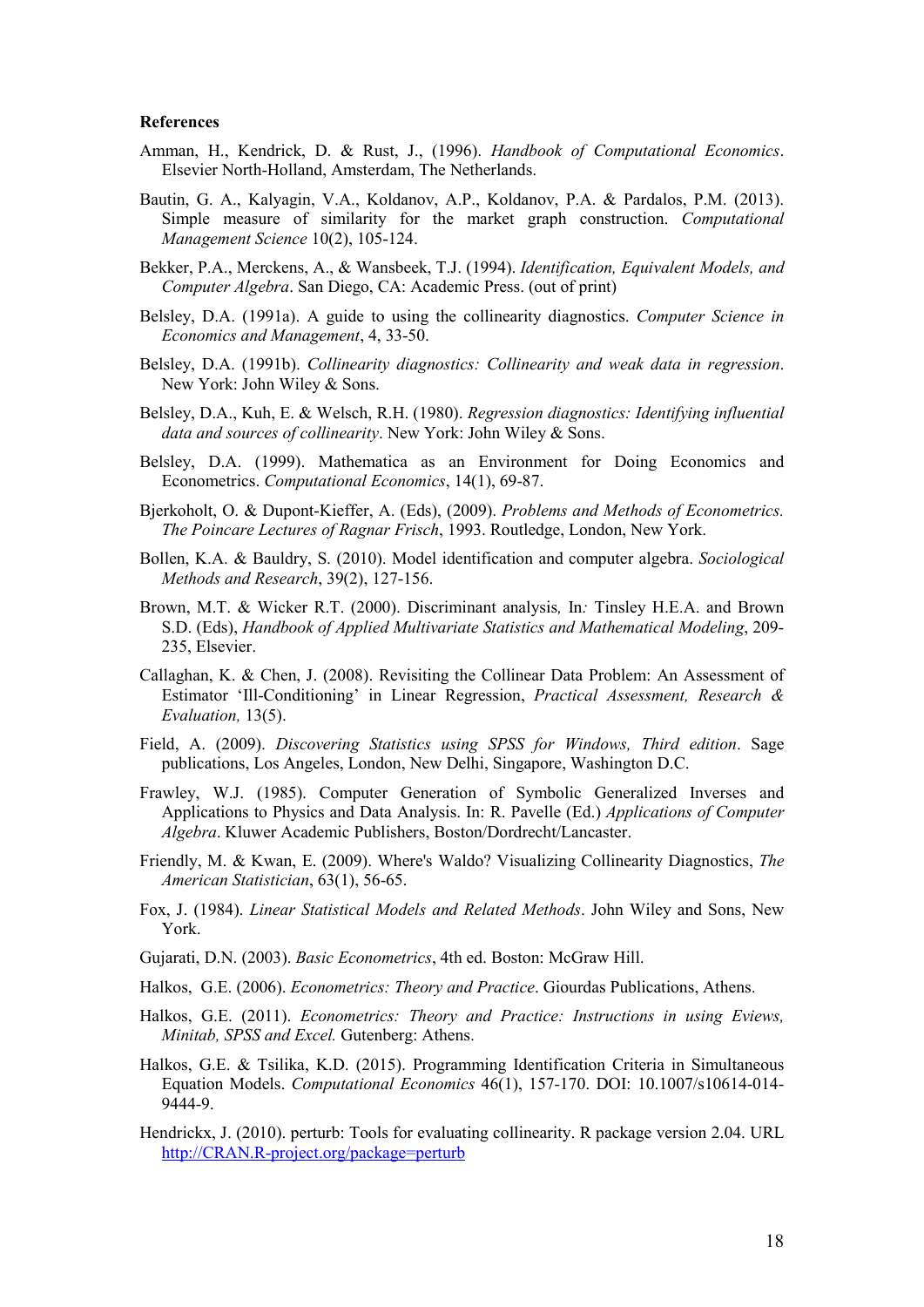**References**

Amman, H., Kendrick, D. & Rust, J., (1996). *Handbook of Computational Economics*. Elsevier North-Holland, Amsterdam, The Netherlands.

Bautin, G. A., Kalyagin, V.A., Koldanov, A.P., Koldanov, P.A. & Pardalos, P.M. (2013). Simple measure of similarity for the market graph construction. *Computational Management Science* 10(2), 105-124.

Bekker, P.A., Merckens, A., & Wansbeek, T.J. (1994). *Identification, Equivalent Models, and Computer Algebra*. San Diego, CA: Academic Press. (out of print)

Belsley, D.A. (1991a). A guide to using the collinearity diagnostics. *Computer Science in Economics and Management*, 4, 33-50.

Belsley, D.A. (1991b). *Collinearity diagnostics: Collinearity and weak data in regression*. New York: John Wiley & Sons.

Belsley, D.A., Kuh, E. & Welsch, R.H. (1980). *Regression diagnostics: Identifying influential data and sources of collinearity*. New York: John Wiley & Sons.

Belsley, D.A. (1999). Mathematica as an Environment for Doing Economics and Econometrics. *Computational Economics*, 14(1), 69-87.

Bjerkoholt, O. & Dupont-Kieffer, A. (Eds), (2009). *Problems and Methods of Econometrics. The Poincare Lectures of Ragnar Frisch*, 1993. Routledge, London, New York.

Bollen, K.A. & Bauldry, S. (2010). Model identification and computer algebra. *Sociological Methods and Research*, 39(2), 127-156.

Brown, M.T. & Wicker R.T. (2000). Discriminant analysis, In: Tinsley H.E.A. and Brown S.D. (Eds), *Handbook of Applied Multivariate Statistics and Mathematical Modeling*, 209-235, Elsevier.

Callaghan, K. & Chen, J. (2008). Revisiting the Collinear Data Problem: An Assessment of Estimator 'Ill-Conditioning' in Linear Regression, *Practical Assessment, Research & Evaluation,* 13(5).

Field, A. (2009). *Discovering Statistics using SPSS for Windows, Third edition*. Sage publications, Los Angeles, London, New Delhi, Singapore, Washington D.C.

Frawley, W.J. (1985). Computer Generation of Symbolic Generalized Inverses and Applications to Physics and Data Analysis. In: R. Pavelle (Ed.) *Applications of Computer Algebra*. Kluwer Academic Publishers, Boston/Dordrecht/Lancaster.

Friendly, M. & Kwan, E. (2009). Where's Waldo? Visualizing Collinearity Diagnostics, *The American Statistician*, 63(1), 56-65.

Fox, J. (1984). *Linear Statistical Models and Related Methods*. John Wiley and Sons, New York.

Gujarati, D.N. (2003). *Basic Econometrics*, 4th ed. Boston: McGraw Hill.

Halkos, G.E. (2006). *Econometrics: Theory and Practice*. Giourdas Publications, Athens.

Halkos, G.E. (2011). *Econometrics: Theory and Practice: Instructions in using Eviews, Minitab, SPSS and Excel.* Gutenberg: Athens.

Halkos, G.E. & Tsilika, K.D. (2015). Programming Identification Criteria in Simultaneous Equation Models. *Computational Economics* 46(1), 157-170. DOI: 10.1007/s10614-014-9444-9.

Hendrickx, J. (2010). perturb: Tools for evaluating collinearity. R package version 2.04. URL http://CRAN.R-project.org/package=perturb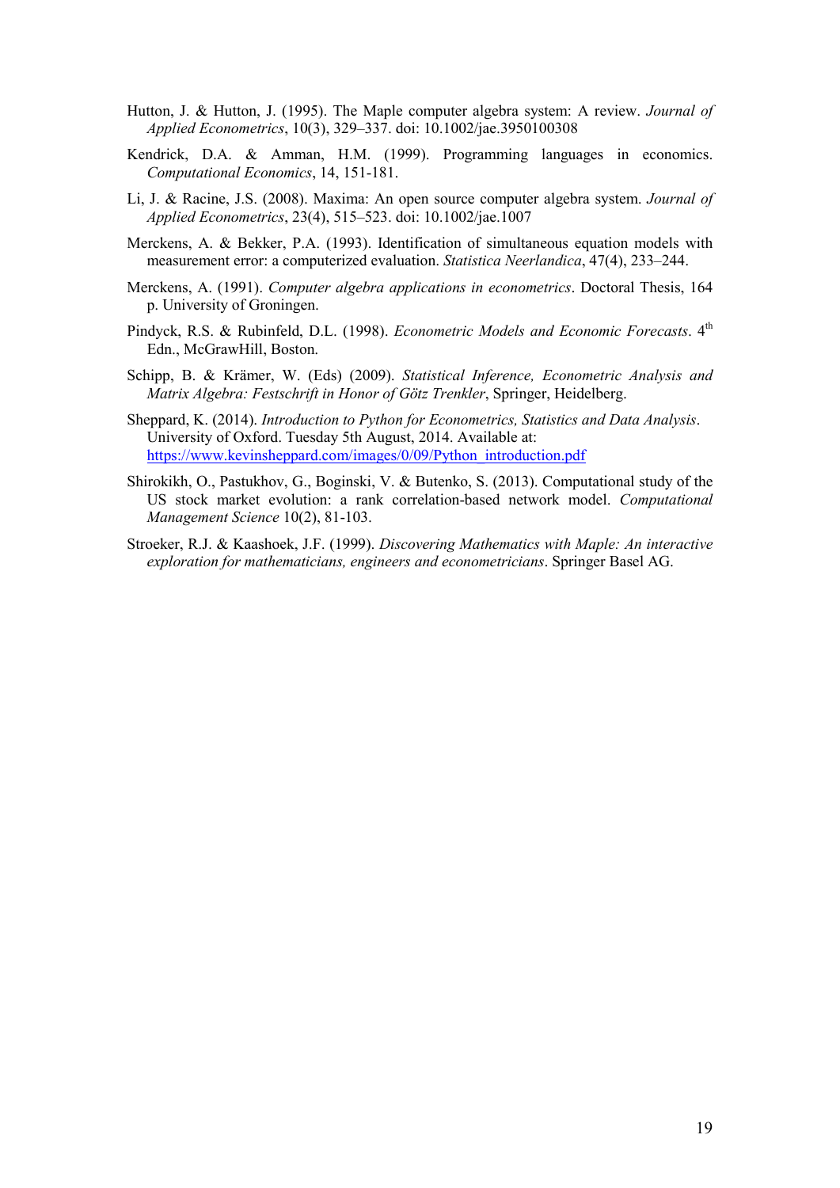Hutton, J. & Hutton, J. (1995). The Maple computer algebra system: A review. *Journal of Applied Econometrics*, 10(3), 329–337. doi: 10.1002/jae.3950100308

Kendrick, D.A. & Amman, H.M. (1999). Programming languages in economics. *Computational Economics*, 14, 151-181.

Li, J. & Racine, J.S. (2008). Maxima: An open source computer algebra system. *Journal of Applied Econometrics*, 23(4), 515–523. doi: 10.1002/jae.1007

Merckens, A. & Bekker, P.A. (1993). Identification of simultaneous equation models with measurement error: a computerized evaluation. *Statistica Neerlandica*, 47(4), 233–244.

Merckens, A. (1991). *Computer algebra applications in econometrics*. Doctoral Thesis, 164 p. University of Groningen.

Pindyck, R.S. & Rubinfeld, D.L. (1998). *Econometric Models and Economic Forecasts*. 4th Edn., McGrawHill, Boston.

Schipp, B. & Krämer, W. (Eds) (2009). *Statistical Inference, Econometric Analysis and Matrix Algebra: Festschrift in Honor of Götz Trenkler*, Springer, Heidelberg.

Sheppard, K. (2014). *Introduction to Python for Econometrics, Statistics and Data Analysis*. University of Oxford. Tuesday 5th August, 2014. Available at: https://www.kevinsheppard.com/images/0/09/Python_introduction.pdf

Shirokikh, O., Pastukhov, G., Boginski, V. & Butenko, S. (2013). Computational study of the US stock market evolution: a rank correlation-based network model. *Computational Management Science* 10(2), 81-103.

Stroeker, R.J. & Kaashoek, J.F. (1999). *Discovering Mathematics with Maple: An interactive exploration for mathematicians, engineers and econometricians*. Springer Basel AG.